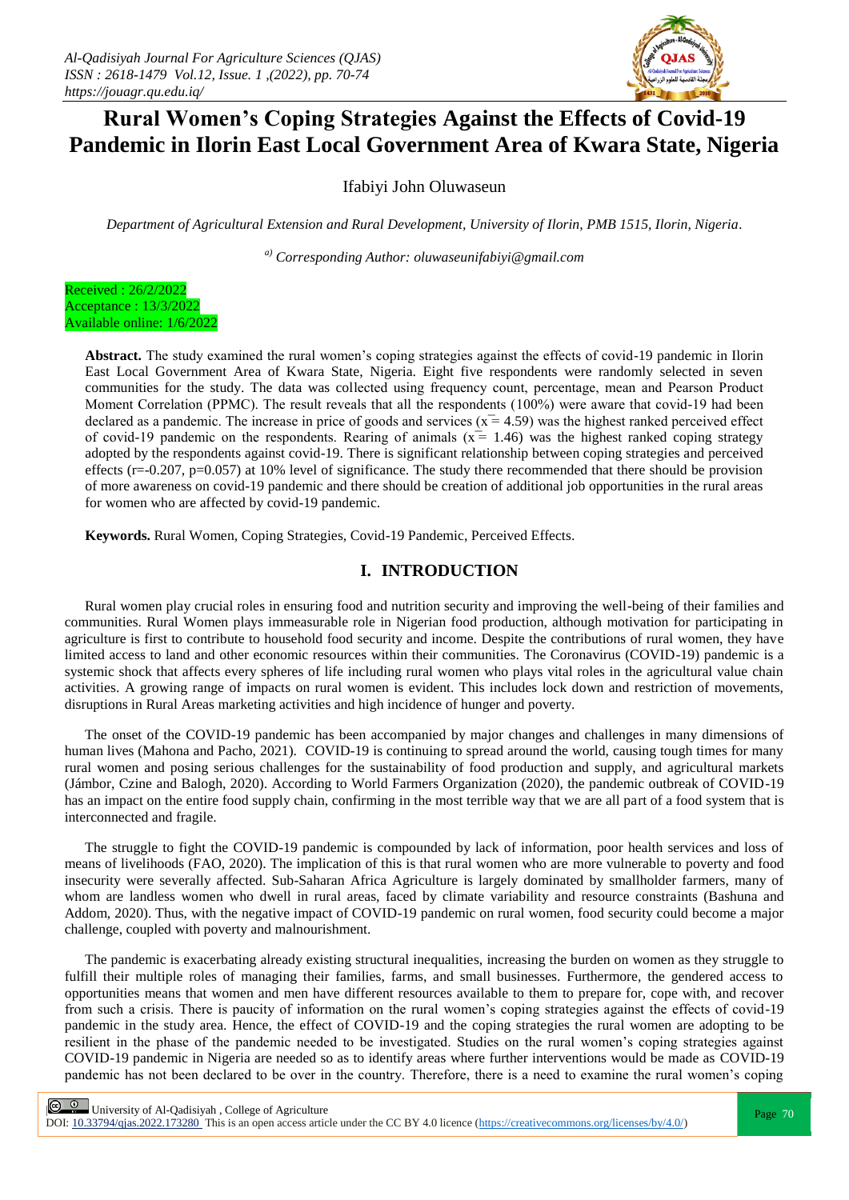# Rural Women's Coping Strategies Against the Effects of Covid-19 Pandemic in Ilorin East Local Government Area of Kwara State, Nigeria

Ifabiyi John Oluwaseun

*Department of Agricultural Extension and Rural Development, University of Ilorin, PMB 1515, Ilorin, Nigeria.*

*[a] Corresponding Author: oluwaseunifabiyi@gmail.com*

Received : 26/2/2022
Acceptance : 13/3/2022
Available online: 1/6/2022

**Abstract.** The study examined the rural women's coping strategies against the effects of covid-19 pandemic in Ilorin East Local Government Area of Kwara State, Nigeria. Eight five respondents were randomly selected in seven communities for the study. The data was collected using frequency count, percentage, mean and Pearson Product Moment Correlation (PPMC). The result reveals that all the respondents (100%) were aware that covid-19 had been declared as a pandemic. The increase in price of goods and services ($\bar{x} = 4.59$) was the highest ranked perceived effect of covid-19 pandemic on the respondents. Rearing of animals ($\bar{x} = 1.46$) was the highest ranked coping strategy adopted by the respondents against covid-19. There is significant relationship between coping strategies and perceived effects ($r=-0.207$, $p=0.057$) at 10% level of significance. The study there recommended that there should be provision of more awareness on covid-19 pandemic and there should be creation of additional job opportunities in the rural areas for women who are affected by covid-19 pandemic.

**Keywords.** Rural Women, Coping Strategies, Covid-19 Pandemic, Perceived Effects.

## I. INTRODUCTION

Rural women play crucial roles in ensuring food and nutrition security and improving the well-being of their families and communities. Rural Women plays immeasurable role in Nigerian food production, although motivation for participating in agriculture is first to contribute to household food security and income. Despite the contributions of rural women, they have limited access to land and other economic resources within their communities. The Coronavirus (COVID-19) pandemic is a systemic shock that affects every spheres of life including rural women who plays vital roles in the agricultural value chain activities. A growing range of impacts on rural women is evident. This includes lock down and restriction of movements, disruptions in Rural Areas marketing activities and high incidence of hunger and poverty.

The onset of the COVID-19 pandemic has been accompanied by major changes and challenges in many dimensions of human lives (Mahona and Pacho, 2021). COVID-19 is continuing to spread around the world, causing tough times for many rural women and posing serious challenges for the sustainability of food production and supply, and agricultural markets (Jámbor, Czine and Balogh, 2020). According to World Farmers Organization (2020), the pandemic outbreak of COVID-19 has an impact on the entire food supply chain, confirming in the most terrible way that we are all part of a food system that is interconnected and fragile.

The struggle to fight the COVID-19 pandemic is compounded by lack of information, poor health services and loss of means of livelihoods (FAO, 2020). The implication of this is that rural women who are more vulnerable to poverty and food insecurity were severally affected. Sub-Saharan Africa Agriculture is largely dominated by smallholder farmers, many of whom are landless women who dwell in rural areas, faced by climate variability and resource constraints (Bashuna and Addom, 2020). Thus, with the negative impact of COVID-19 pandemic on rural women, food security could become a major challenge, coupled with poverty and malnourishment.

The pandemic is exacerbating already existing structural inequalities, increasing the burden on women as they struggle to fulfill their multiple roles of managing their families, farms, and small businesses. Furthermore, the gendered access to opportunities means that women and men have different resources available to them to prepare for, cope with, and recover from such a crisis. There is paucity of information on the rural women's coping strategies against the effects of covid-19 pandemic in the study area. Hence, the effect of COVID-19 and the coping strategies the rural women are adopting to be resilient in the phase of the pandemic needed to be investigated. Studies on the rural women's coping strategies against COVID-19 pandemic in Nigeria are needed so as to identify areas where further interventions would be made as COVID-19 pandemic has not been declared to be over in the country. Therefore, there is a need to examine the rural women's coping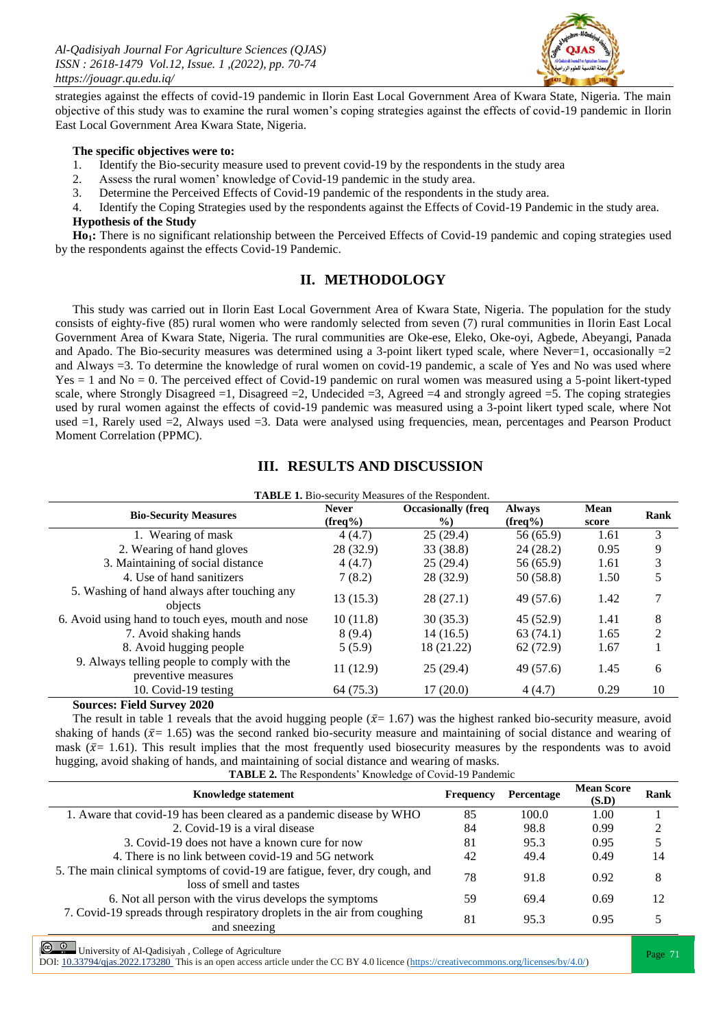strategies against the effects of covid-19 pandemic in Ilorin East Local Government Area of Kwara State, Nigeria. The main objective of this study was to examine the rural women's coping strategies against the effects of covid-19 pandemic in Ilorin East Local Government Area Kwara State, Nigeria.

**The specific objectives were to:**

1. Identify the Bio-security measure used to prevent covid-19 by the respondents in the study area
2. Assess the rural women' knowledge of Covid-19 pandemic in the study area.
3. Determine the Perceived Effects of Covid-19 pandemic of the respondents in the study area.
4. Identify the Coping Strategies used by the respondents against the Effects of Covid-19 Pandemic in the study area.

**Hypothesis of the Study**

**$Ho_1$:** There is no significant relationship between the Perceived Effects of Covid-19 pandemic and coping strategies used by the respondents against the effects Covid-19 Pandemic.

## II. METHODOLOGY

This study was carried out in Ilorin East Local Government Area of Kwara State, Nigeria. The population for the study consists of eighty-five (85) rural women who were randomly selected from seven (7) rural communities in Ilorin East Local Government Area of Kwara State, Nigeria. The rural communities are Oke-ese, Eleko, Oke-oyi, Agbede, Abeyangi, Panada and Apado. The Bio-security measures was determined using a 3-point likert typed scale, where Never=1, occasionally =2 and Always =3. To determine the knowledge of rural women on covid-19 pandemic, a scale of Yes and No was used where Yes = 1 and No = 0. The perceived effect of Covid-19 pandemic on rural women was measured using a 5-point likert-typed scale, where Strongly Disagreed =1, Disagreed =2, Undecided =3, Agreed =4 and strongly agreed =5. The coping strategies used by rural women against the effects of covid-19 pandemic was measured using a 3-point likert typed scale, where Not used =1, Rarely used =2, Always used =3. Data were analysed using frequencies, mean, percentages and Pearson Product Moment Correlation (PPMC).

## III. RESULTS AND DISCUSSION

**TABLE 1.** Bio-security Measures of the Respondent.

| Bio-Security Measures | Never (freq%) | Occasionally (freq %) | Always (freq%) | Mean score | Rank |
|---|---|---|---|---|---|
| 1. Wearing of mask | 4 (4.7) | 25 (29.4) | 56 (65.9) | 1.61 | 3 |
| 2. Wearing of hand gloves | 28 (32.9) | 33 (38.8) | 24 (28.2) | 0.95 | 9 |
| 3. Maintaining of social distance | 4 (4.7) | 25 (29.4) | 56 (65.9) | 1.61 | 3 |
| 4. Use of hand sanitizers | 7 (8.2) | 28 (32.9) | 50 (58.8) | 1.50 | 5 |
| 5. Washing of hand always after touching any objects | 13 (15.3) | 28 (27.1) | 49 (57.6) | 1.42 | 7 |
| 6. Avoid using hand to touch eyes, mouth and nose | 10 (11.8) | 30 (35.3) | 45 (52.9) | 1.41 | 8 |
| 7. Avoid shaking hands | 8 (9.4) | 14 (16.5) | 63 (74.1) | 1.65 | 2 |
| 8. Avoid hugging people | 5 (5.9) | 18 (21.22) | 62 (72.9) | 1.67 | 1 |
| 9. Always telling people to comply with the preventive measures | 11 (12.9) | 25 (29.4) | 49 (57.6) | 1.45 | 6 |
| 10. Covid-19 testing | 64 (75.3) | 17 (20.0) | 4 (4.7) | 0.29 | 10 |

**Sources: Field Survey 2020**

The result in table 1 reveals that the avoid hugging people ($\bar{x}$= 1.67) was the highest ranked bio-security measure, avoid shaking of hands ($\bar{x}$= 1.65) was the second ranked bio-security measure and maintaining of social distance and wearing of mask ($\bar{x}$= 1.61). This result implies that the most frequently used biosecurity measures by the respondents was to avoid hugging, avoid shaking of hands, and maintaining of social distance and wearing of masks.

**TABLE 2.** The Respondents' Knowledge of Covid-19 Pandemic

| Knowledge statement | Frequency | Percentage | Mean Score (S.D) | Rank |
|---|---|---|---|---|
| 1. Aware that covid-19 has been cleared as a pandemic disease by WHO | 85 | 100.0 | 1.00 | 1 |
| 2. Covid-19 is a viral disease | 84 | 98.8 | 0.99 | 2 |
| 3. Covid-19 does not have a known cure for now | 81 | 95.3 | 0.95 | 5 |
| 4. There is no link between covid-19 and 5G network | 42 | 49.4 | 0.49 | 14 |
| 5. The main clinical symptoms of covid-19 are fatigue, fever, dry cough, and loss of smell and tastes | 78 | 91.8 | 0.92 | 8 |
| 6. Not all person with the virus develops the symptoms | 59 | 69.4 | 0.69 | 12 |
| 7. Covid-19 spreads through respiratory droplets in the air from coughing and sneezing | 81 | 95.3 | 0.95 | 5 |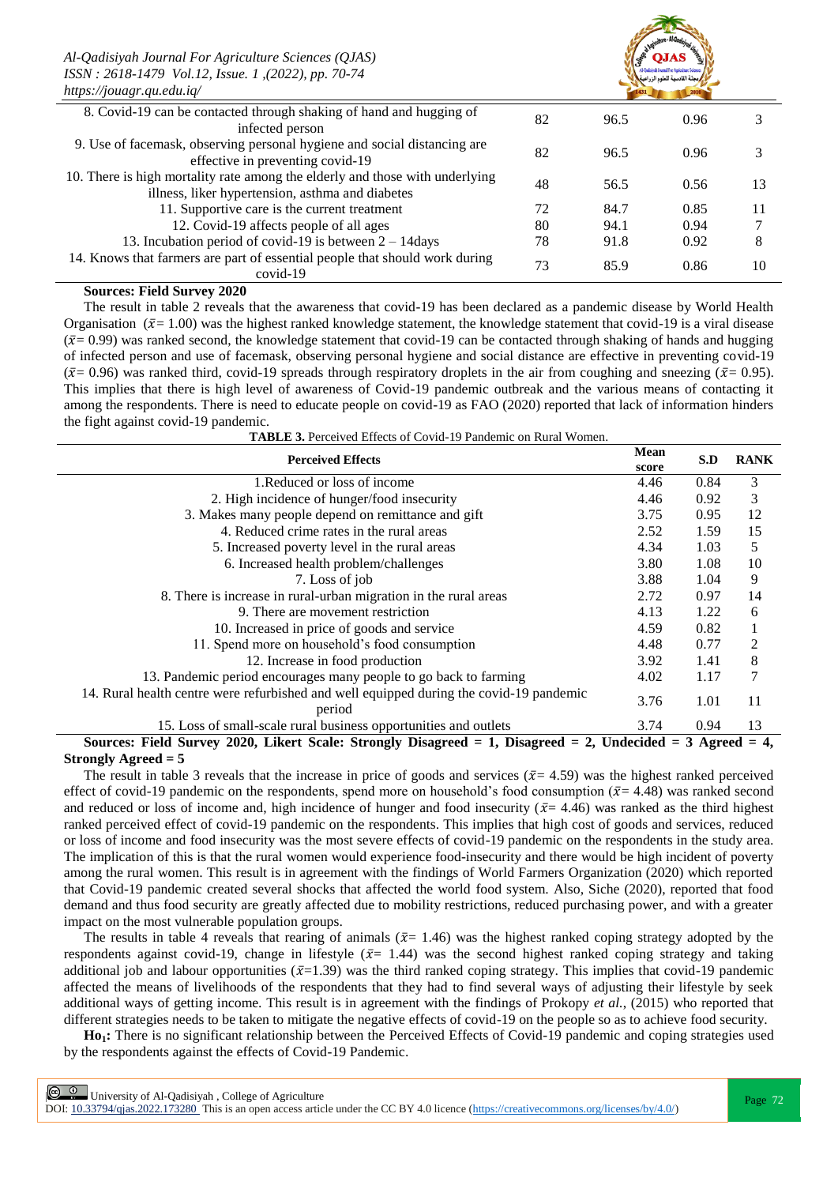| | | | | |
|---|---|---|---|---|
| 8. Covid-19 can be contacted through shaking of hand and hugging of infected person | 82 | 96.5 | 0.96 | 3 |
| 9. Use of facemask, observing personal hygiene and social distancing are effective in preventing covid-19 | 82 | 96.5 | 0.96 | 3 |
| 10. There is high mortality rate among the elderly and those with underlying illness, liker hypertension, asthma and diabetes | 48 | 56.5 | 0.56 | 13 |
| 11. Supportive care is the current treatment | 72 | 84.7 | 0.85 | 11 |
| 12. Covid-19 affects people of all ages | 80 | 94.1 | 0.94 | 7 |
| 13. Incubation period of covid-19 is between 2 – 14days | 78 | 91.8 | 0.92 | 8 |
| 14. Knows that farmers are part of essential people that should work during covid-19 | 73 | 85.9 | 0.86 | 10 |

**Sources: Field Survey 2020**

The result in table 2 reveals that the awareness that covid-19 has been declared as a pandemic disease by World Health Organisation ($\bar{x}$= 1.00) was the highest ranked knowledge statement, the knowledge statement that covid-19 is a viral disease ($\bar{x}$= 0.99) was ranked second, the knowledge statement that covid-19 can be contacted through shaking of hands and hugging of infected person and use of facemask, observing personal hygiene and social distance are effective in preventing covid-19 ($\bar{x}$= 0.96) was ranked third, covid-19 spreads through respiratory droplets in the air from coughing and sneezing ($\bar{x}$= 0.95). This implies that there is high level of awareness of Covid-19 pandemic outbreak and the various means of contacting it among the respondents. There is need to educate people on covid-19 as FAO (2020) reported that lack of information hinders the fight against covid-19 pandemic.

**TABLE 3.** Perceived Effects of Covid-19 Pandemic on Rural Women.

| Perceived Effects | Mean score | S.D | RANK |
|---|---|---|---|
| 1.Reduced or loss of income | 4.46 | 0.84 | 3 |
| 2. High incidence of hunger/food insecurity | 4.46 | 0.92 | 3 |
| 3. Makes many people depend on remittance and gift | 3.75 | 0.95 | 12 |
| 4. Reduced crime rates in the rural areas | 2.52 | 1.59 | 15 |
| 5. Increased poverty level in the rural areas | 4.34 | 1.03 | 5 |
| 6. Increased health problem/challenges | 3.80 | 1.08 | 10 |
| 7. Loss of job | 3.88 | 1.04 | 9 |
| 8. There is increase in rural-urban migration in the rural areas | 2.72 | 0.97 | 14 |
| 9. There are movement restriction | 4.13 | 1.22 | 6 |
| 10. Increased in price of goods and service | 4.59 | 0.82 | 1 |
| 11. Spend more on household's food consumption | 4.48 | 0.77 | 2 |
| 12. Increase in food production | 3.92 | 1.41 | 8 |
| 13. Pandemic period encourages many people to go back to farming | 4.02 | 1.17 | 7 |
| 14. Rural health centre were refurbished and well equipped during the covid-19 pandemic period | 3.76 | 1.01 | 11 |
| 15. Loss of small-scale rural business opportunities and outlets | 3.74 | 0.94 | 13 |

**Sources: Field Survey 2020, Likert Scale: Strongly Disagreed = 1, Disagreed = 2, Undecided = 3 Agreed = 4, Strongly Agreed = 5**

The result in table 3 reveals that the increase in price of goods and services ($\bar{x}$= 4.59) was the highest ranked perceived effect of covid-19 pandemic on the respondents, spend more on household's food consumption ($\bar{x}$= 4.48) was ranked second and reduced or loss of income and, high incidence of hunger and food insecurity ($\bar{x}$= 4.46) was ranked as the third highest ranked perceived effect of covid-19 pandemic on the respondents. This implies that high cost of goods and services, reduced or loss of income and food insecurity was the most severe effects of covid-19 pandemic on the respondents in the study area. The implication of this is that the rural women would experience food-insecurity and there would be high incident of poverty among the rural women. This result is in agreement with the findings of World Farmers Organization (2020) which reported that Covid-19 pandemic created several shocks that affected the world food system. Also, Siche (2020), reported that food demand and thus food security are greatly affected due to mobility restrictions, reduced purchasing power, and with a greater impact on the most vulnerable population groups.

The results in table 4 reveals that rearing of animals ($\bar{x}$= 1.46) was the highest ranked coping strategy adopted by the respondents against covid-19, change in lifestyle ($\bar{x}$= 1.44) was the second highest ranked coping strategy and taking additional job and labour opportunities ($\bar{x}$=1.39) was the third ranked coping strategy. This implies that covid-19 pandemic affected the means of livelihoods of the respondents that they had to find several ways of adjusting their lifestyle by seek additional ways of getting income. This result is in agreement with the findings of Prokopy *et al.*, (2015) who reported that different strategies needs to be taken to mitigate the negative effects of covid-19 on the people so as to achieve food security.

**$Ho_1$:** There is no significant relationship between the Perceived Effects of Covid-19 pandemic and coping strategies used by the respondents against the effects of Covid-19 Pandemic.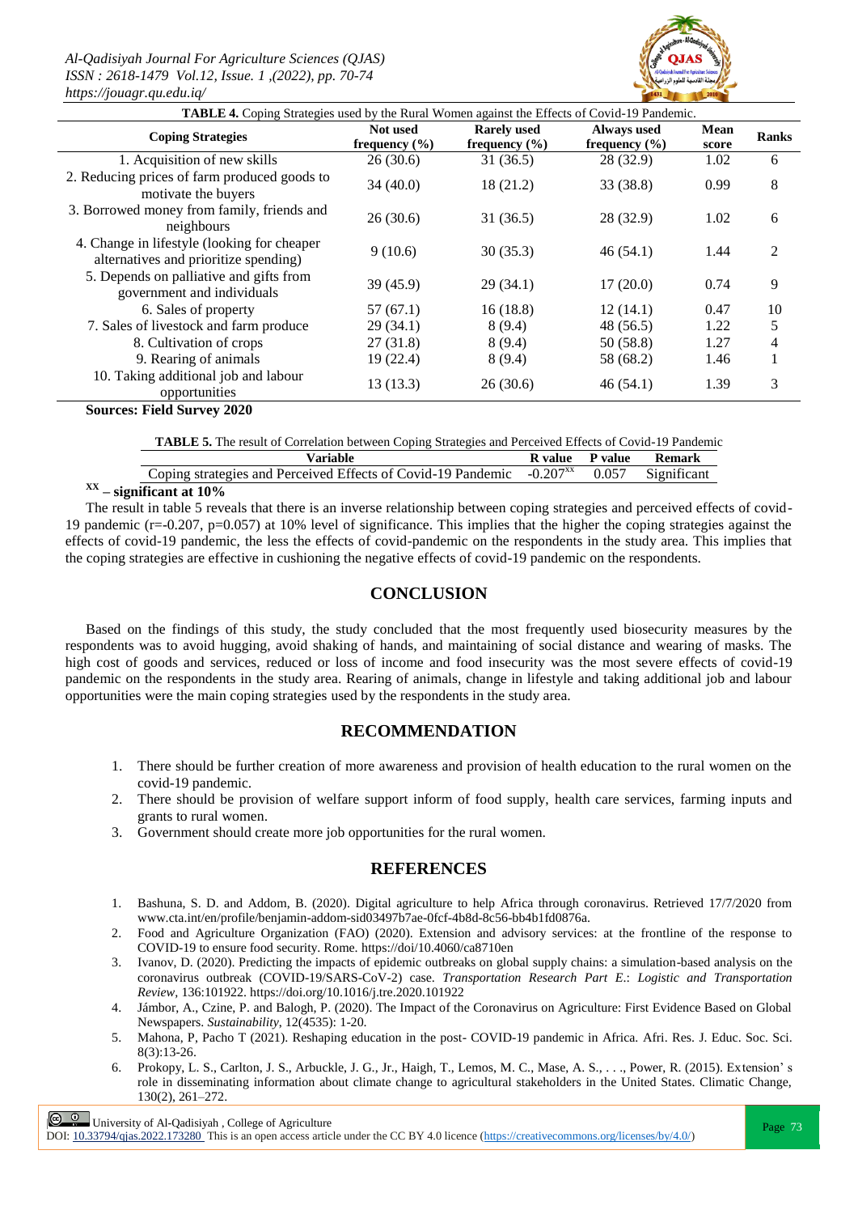**TABLE 4.** Coping Strategies used by the Rural Women against the Effects of Covid-19 Pandemic.

| Coping Strategies | Not used frequency (%) | Rarely used frequency (%) | Always used frequency (%) | Mean score | Ranks |
|---|---|---|---|---|---|
| 1. Acquisition of new skills | 26 (30.6) | 31 (36.5) | 28 (32.9) | 1.02 | 6 |
| 2. Reducing prices of farm produced goods to motivate the buyers | 34 (40.0) | 18 (21.2) | 33 (38.8) | 0.99 | 8 |
| 3. Borrowed money from family, friends and neighbours | 26 (30.6) | 31 (36.5) | 28 (32.9) | 1.02 | 6 |
| 4. Change in lifestyle (looking for cheaper alternatives and prioritize spending) | 9 (10.6) | 30 (35.3) | 46 (54.1) | 1.44 | 2 |
| 5. Depends on palliative and gifts from government and individuals | 39 (45.9) | 29 (34.1) | 17 (20.0) | 0.74 | 9 |
| 6. Sales of property | 57 (67.1) | 16 (18.8) | 12 (14.1) | 0.47 | 10 |
| 7. Sales of livestock and farm produce | 29 (34.1) | 8 (9.4) | 48 (56.5) | 1.22 | 5 |
| 8. Cultivation of crops | 27 (31.8) | 8 (9.4) | 50 (58.8) | 1.27 | 4 |
| 9. Rearing of animals | 19 (22.4) | 8 (9.4) | 58 (68.2) | 1.46 | 1 |
| 10. Taking additional job and labour opportunities | 13 (13.3) | 26 (30.6) | 46 (54.1) | 1.39 | 3 |

**Sources: Field Survey 2020**

**TABLE 5.** The result of Correlation between Coping Strategies and Perceived Effects of Covid-19 Pandemic

| Variable | R value | P value | Remark |
|---|---|---|---|
| Coping strategies and Perceived Effects of Covid-19 Pandemic | $-0.207^{xx}$ | 0.057 | Significant |

**$^{xx}$ – significant at 10%**

The result in table 5 reveals that there is an inverse relationship between coping strategies and perceived effects of covid-19 pandemic (r=-0.207, p=0.057) at 10% level of significance. This implies that the higher the coping strategies against the effects of covid-19 pandemic, the less the effects of covid-pandemic on the respondents in the study area. This implies that the coping strategies are effective in cushioning the negative effects of covid-19 pandemic on the respondents.

## CONCLUSION

Based on the findings of this study, the study concluded that the most frequently used biosecurity measures by the respondents was to avoid hugging, avoid shaking of hands, and maintaining of social distance and wearing of masks. The high cost of goods and services, reduced or loss of income and food insecurity was the most severe effects of covid-19 pandemic on the respondents in the study area. Rearing of animals, change in lifestyle and taking additional job and labour opportunities were the main coping strategies used by the respondents in the study area.

## RECOMMENDATION

1. There should be further creation of more awareness and provision of health education to the rural women on the covid-19 pandemic.
2. There should be provision of welfare support inform of food supply, health care services, farming inputs and grants to rural women.
3. Government should create more job opportunities for the rural women.

## REFERENCES

1. Bashuna, S. D. and Addom, B. (2020). Digital agriculture to help Africa through coronavirus. Retrieved 17/7/2020 from www.cta.int/en/profile/benjamin-addom-sid03497b7ae-0fcf-4b8d-8c56-bb4b1fd0876a.
2. Food and Agriculture Organization (FAO) (2020). Extension and advisory services: at the frontline of the response to COVID-19 to ensure food security. Rome. https://doi/10.4060/ca8710en
3. Ivanov, D. (2020). Predicting the impacts of epidemic outbreaks on global supply chains: a simulation-based analysis on the coronavirus outbreak (COVID-19/SARS-CoV-2) case. *Transportation Research Part E.*: *Logistic and Transportation Review*, 136:101922. https://doi.org/10.1016/j.tre.2020.101922
4. Jámbor, A., Czine, P. and Balogh, P. (2020). The Impact of the Coronavirus on Agriculture: First Evidence Based on Global Newspapers. *Sustainability*, 12(4535): 1-20.
5. Mahona, P, Pacho T (2021). Reshaping education in the post- COVID-19 pandemic in Africa. Afri. Res. J. Educ. Soc. Sci. 8(3):13-26.
6. Prokopy, L. S., Carlton, J. S., Arbuckle, J. G., Jr., Haigh, T., Lemos, M. C., Mase, A. S., . . ., Power, R. (2015). Extension' s role in disseminating information about climate change to agricultural stakeholders in the United States. Climatic Change, 130(2), 261–272.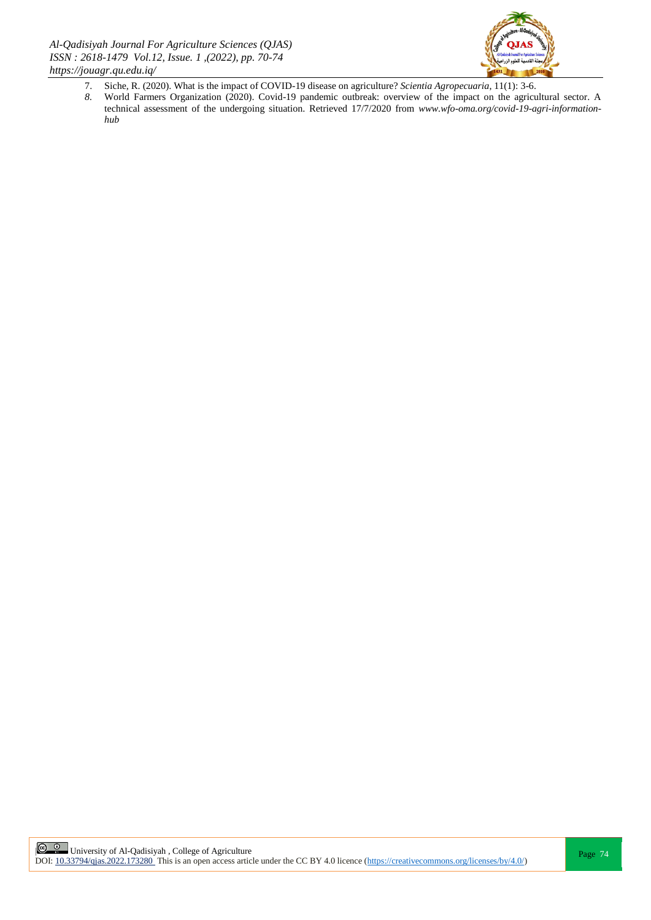7. Siche, R. (2020). What is the impact of COVID-19 disease on agriculture? *Scientia Agropecuaria*, 11(1): 3-6.
8. World Farmers Organization (2020). Covid-19 pandemic outbreak: overview of the impact on the agricultural sector. A technical assessment of the undergoing situation. Retrieved 17/7/2020 from *www.wfo-oma.org/covid-19-agri-information-hub*